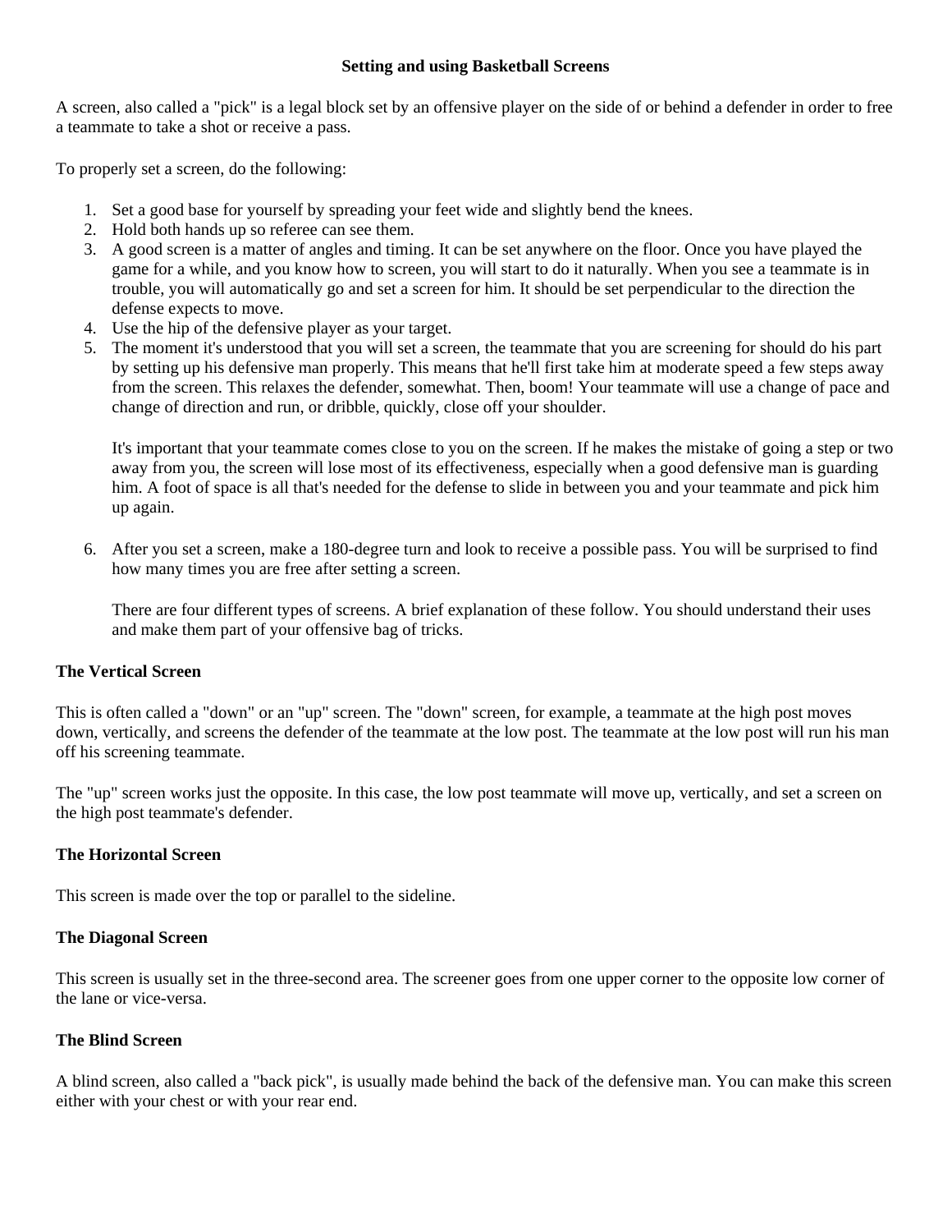# Setting and using Basketball Screens

A screen, also called a "pick" is a legal block set by an offensive player on the side of or behind a defender in order to free a teammate to take a shot or receive a pass.

To properly set a screen, do the following:

1. Set a good base for yourself by spreading your feet wide and slightly bend the knees.
2. Hold both hands up so referee can see them.
3. A good screen is a matter of angles and timing. It can be set anywhere on the floor. Once you have played the game for a while, and you know how to screen, you will start to do it naturally. When you see a teammate is in trouble, you will automatically go and set a screen for him. It should be set perpendicular to the direction the defense expects to move.
4. Use the hip of the defensive player as your target.
5. The moment it's understood that you will set a screen, the teammate that you are screening for should do his part by setting up his defensive man properly. This means that he'll first take him at moderate speed a few steps away from the screen. This relaxes the defender, somewhat. Then, boom! Your teammate will use a change of pace and change of direction and run, or dribble, quickly, close off your shoulder.

   It's important that your teammate comes close to you on the screen. If he makes the mistake of going a step or two away from you, the screen will lose most of its effectiveness, especially when a good defensive man is guarding him. A foot of space is all that's needed for the defense to slide in between you and your teammate and pick him up again.

6. After you set a screen, make a 180-degree turn and look to receive a possible pass. You will be surprised to find how many times you are free after setting a screen.

   There are four different types of screens. A brief explanation of these follow. You should understand their uses and make them part of your offensive bag of tricks.

### The Vertical Screen

This is often called a "down" or an "up" screen. The "down" screen, for example, a teammate at the high post moves down, vertically, and screens the defender of the teammate at the low post. The teammate at the low post will run his man off his screening teammate.

The "up" screen works just the opposite. In this case, the low post teammate will move up, vertically, and set a screen on the high post teammate's defender.

### The Horizontal Screen

This screen is made over the top or parallel to the sideline.

### The Diagonal Screen

This screen is usually set in the three-second area. The screener goes from one upper corner to the opposite low corner of the lane or vice-versa.

### The Blind Screen

A blind screen, also called a "back pick", is usually made behind the back of the defensive man. You can make this screen either with your chest or with your rear end.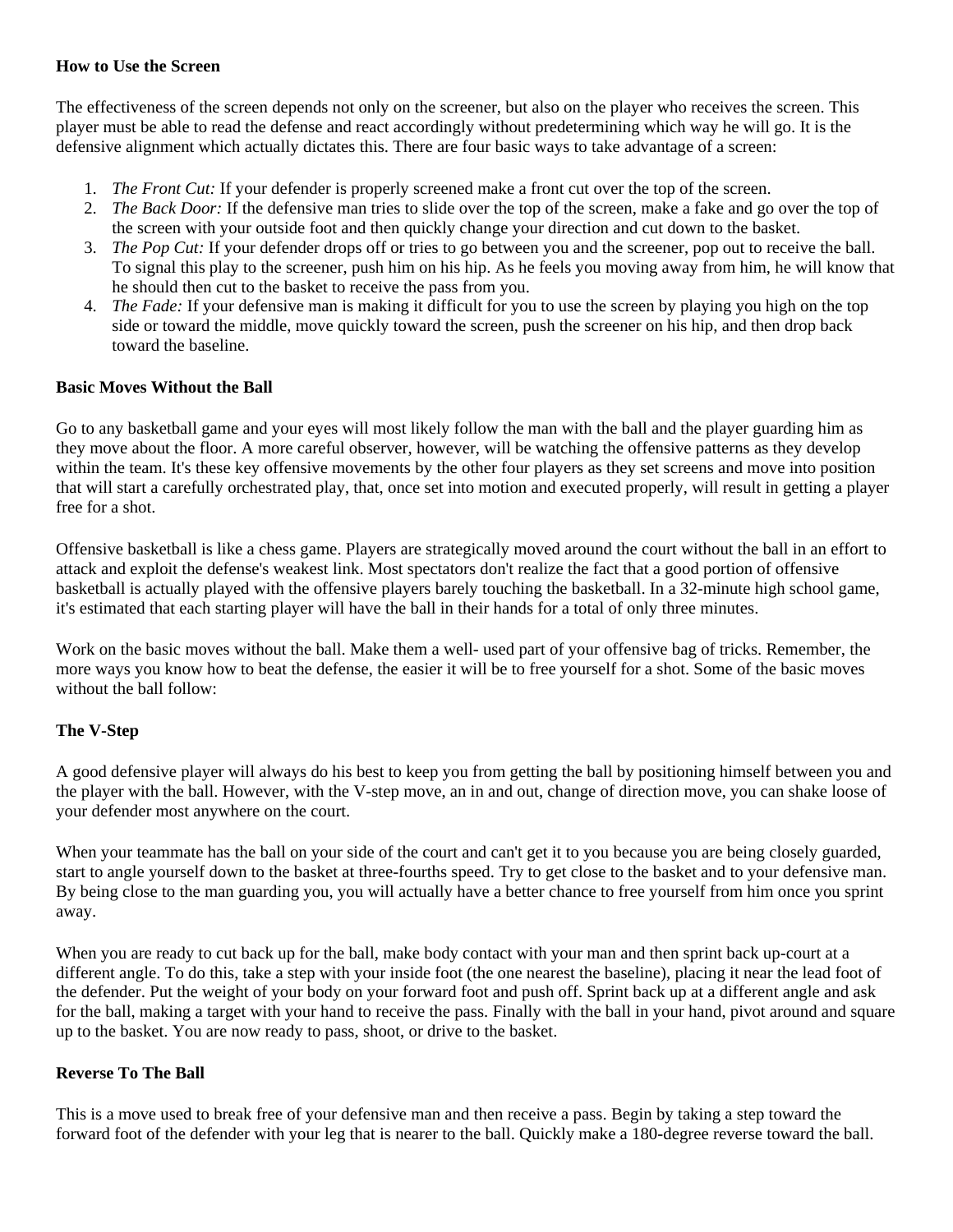**How to Use the Screen**

The effectiveness of the screen depends not only on the screener, but also on the player who receives the screen. This player must be able to read the defense and react accordingly without predetermining which way he will go. It is the defensive alignment which actually dictates this. There are four basic ways to take advantage of a screen:

1. *The Front Cut:* If your defender is properly screened make a front cut over the top of the screen.
2. *The Back Door:* If the defensive man tries to slide over the top of the screen, make a fake and go over the top of the screen with your outside foot and then quickly change your direction and cut down to the basket.
3. *The Pop Cut:* If your defender drops off or tries to go between you and the screener, pop out to receive the ball. To signal this play to the screener, push him on his hip. As he feels you moving away from him, he will know that he should then cut to the basket to receive the pass from you.
4. *The Fade:* If your defensive man is making it difficult for you to use the screen by playing you high on the top side or toward the middle, move quickly toward the screen, push the screener on his hip, and then drop back toward the baseline.

**Basic Moves Without the Ball**

Go to any basketball game and your eyes will most likely follow the man with the ball and the player guarding him as they move about the floor. A more careful observer, however, will be watching the offensive patterns as they develop within the team. It's these key offensive movements by the other four players as they set screens and move into position that will start a carefully orchestrated play, that, once set into motion and executed properly, will result in getting a player free for a shot.

Offensive basketball is like a chess game. Players are strategically moved around the court without the ball in an effort to attack and exploit the defense's weakest link. Most spectators don't realize the fact that a good portion of offensive basketball is actually played with the offensive players barely touching the basketball. In a 32-minute high school game, it's estimated that each starting player will have the ball in their hands for a total of only three minutes.

Work on the basic moves without the ball. Make them a well- used part of your offensive bag of tricks. Remember, the more ways you know how to beat the defense, the easier it will be to free yourself for a shot. Some of the basic moves without the ball follow:

**The V-Step**

A good defensive player will always do his best to keep you from getting the ball by positioning himself between you and the player with the ball. However, with the V-step move, an in and out, change of direction move, you can shake loose of your defender most anywhere on the court.

When your teammate has the ball on your side of the court and can't get it to you because you are being closely guarded, start to angle yourself down to the basket at three-fourths speed. Try to get close to the basket and to your defensive man. By being close to the man guarding you, you will actually have a better chance to free yourself from him once you sprint away.

When you are ready to cut back up for the ball, make body contact with your man and then sprint back up-court at a different angle. To do this, take a step with your inside foot (the one nearest the baseline), placing it near the lead foot of the defender. Put the weight of your body on your forward foot and push off. Sprint back up at a different angle and ask for the ball, making a target with your hand to receive the pass. Finally with the ball in your hand, pivot around and square up to the basket. You are now ready to pass, shoot, or drive to the basket.

**Reverse To The Ball**

This is a move used to break free of your defensive man and then receive a pass. Begin by taking a step toward the forward foot of the defender with your leg that is nearer to the ball. Quickly make a 180-degree reverse toward the ball.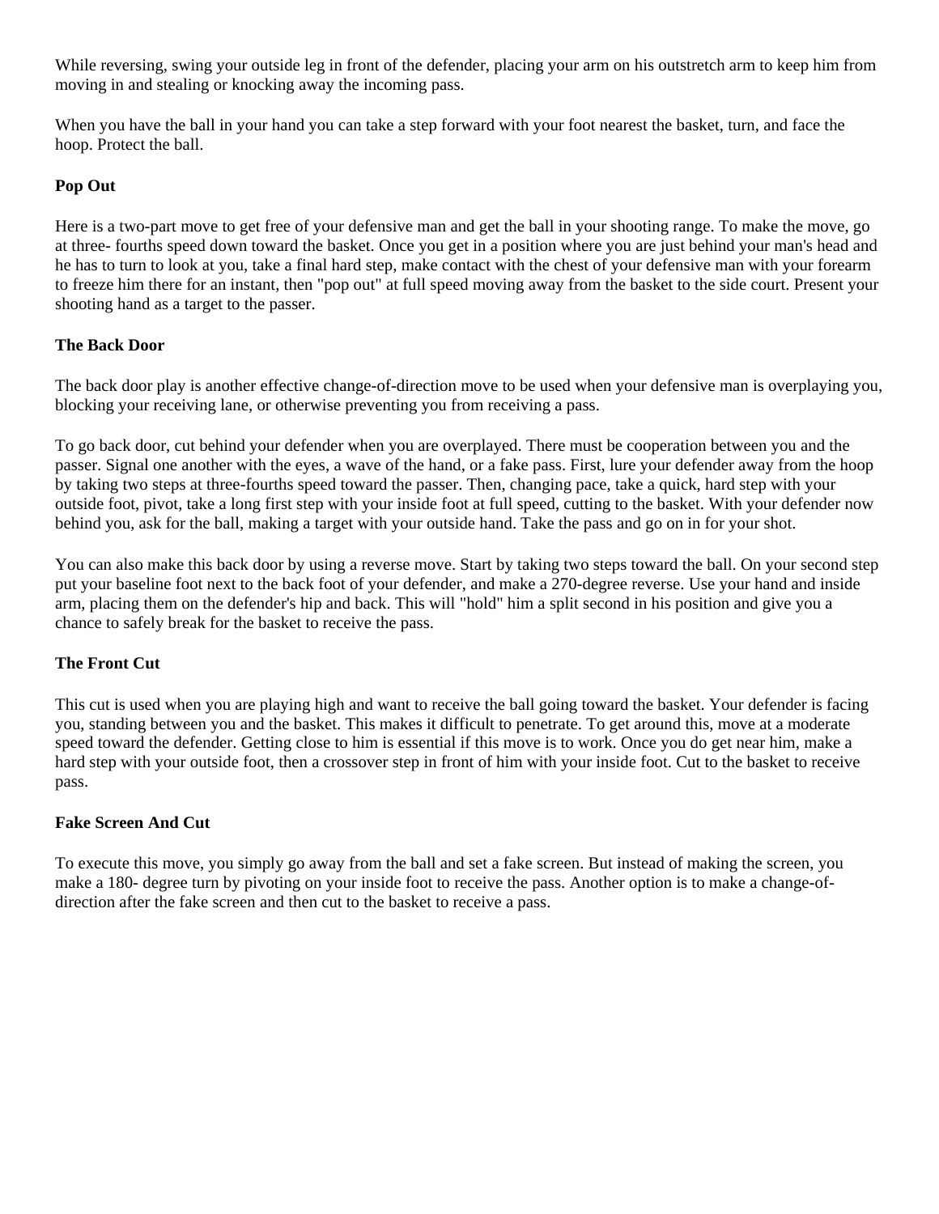While reversing, swing your outside leg in front of the defender, placing your arm on his outstretch arm to keep him from moving in and stealing or knocking away the incoming pass.

When you have the ball in your hand you can take a step forward with your foot nearest the basket, turn, and face the hoop. Protect the ball.

**Pop Out**

Here is a two-part move to get free of your defensive man and get the ball in your shooting range. To make the move, go at three- fourths speed down toward the basket. Once you get in a position where you are just behind your man's head and he has to turn to look at you, take a final hard step, make contact with the chest of your defensive man with your forearm to freeze him there for an instant, then "pop out" at full speed moving away from the basket to the side court. Present your shooting hand as a target to the passer.

**The Back Door**

The back door play is another effective change-of-direction move to be used when your defensive man is overplaying you, blocking your receiving lane, or otherwise preventing you from receiving a pass.

To go back door, cut behind your defender when you are overplayed. There must be cooperation between you and the passer. Signal one another with the eyes, a wave of the hand, or a fake pass. First, lure your defender away from the hoop by taking two steps at three-fourths speed toward the passer. Then, changing pace, take a quick, hard step with your outside foot, pivot, take a long first step with your inside foot at full speed, cutting to the basket. With your defender now behind you, ask for the ball, making a target with your outside hand. Take the pass and go on in for your shot.

You can also make this back door by using a reverse move. Start by taking two steps toward the ball. On your second step put your baseline foot next to the back foot of your defender, and make a 270-degree reverse. Use your hand and inside arm, placing them on the defender's hip and back. This will "hold" him a split second in his position and give you a chance to safely break for the basket to receive the pass.

**The Front Cut**

This cut is used when you are playing high and want to receive the ball going toward the basket. Your defender is facing you, standing between you and the basket. This makes it difficult to penetrate. To get around this, move at a moderate speed toward the defender. Getting close to him is essential if this move is to work. Once you do get near him, make a hard step with your outside foot, then a crossover step in front of him with your inside foot. Cut to the basket to receive pass.

**Fake Screen And Cut**

To execute this move, you simply go away from the ball and set a fake screen. But instead of making the screen, you make a 180- degree turn by pivoting on your inside foot to receive the pass. Another option is to make a change-of-direction after the fake screen and then cut to the basket to receive a pass.